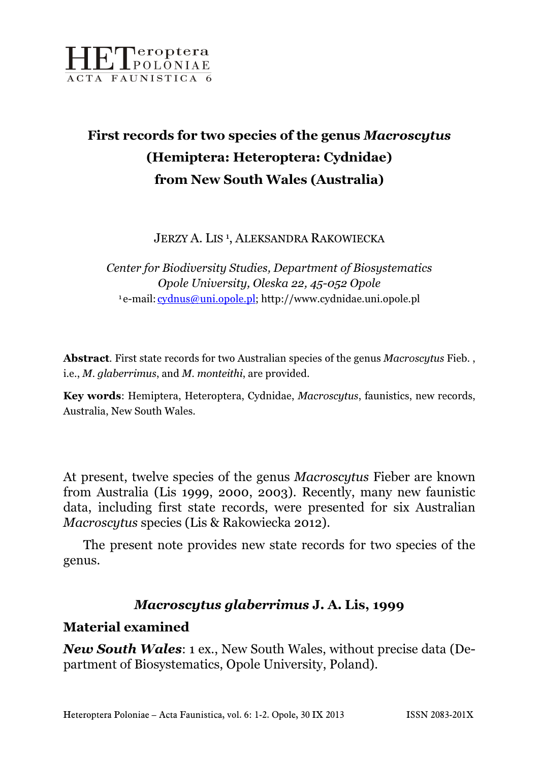HETeroptera POLONIAE
ACTA FAUNISTICA 6

# First records for two species of the genus *Macroscytus* (Hemiptera: Heteroptera: Cydnidae) from New South Wales (Australia)

JERZY A. LIS [1], ALEKSANDRA RAKOWIECKA

*Center for Biodiversity Studies, Department of Biosystematics*
*Opole University, Oleska 22, 45-052 Opole*
[1] e-mail: cydnus@uni.opole.pl; http://www.cydnidae.uni.opole.pl

**Abstract**. First state records for two Australian species of the genus *Macroscytus* Fieb. , i.e., *M. glaberrimus*, and *M. monteithi*, are provided.

**Key words**: Hemiptera, Heteroptera, Cydnidae, *Macroscytus*, faunistics, new records, Australia, New South Wales.

At present, twelve species of the genus *Macroscytus* Fieber are known from Australia (Lis 1999, 2000, 2003). Recently, many new faunistic data, including first state records, were presented for six Australian *Macroscytus* species (Lis & Rakowiecka 2012).

The present note provides new state records for two species of the genus.

### *Macroscytus glaberrimus* J. A. Lis, 1999

## Material examined

***New South Wales***: 1 ex., New South Wales, without precise data (Department of Biosystematics, Opole University, Poland).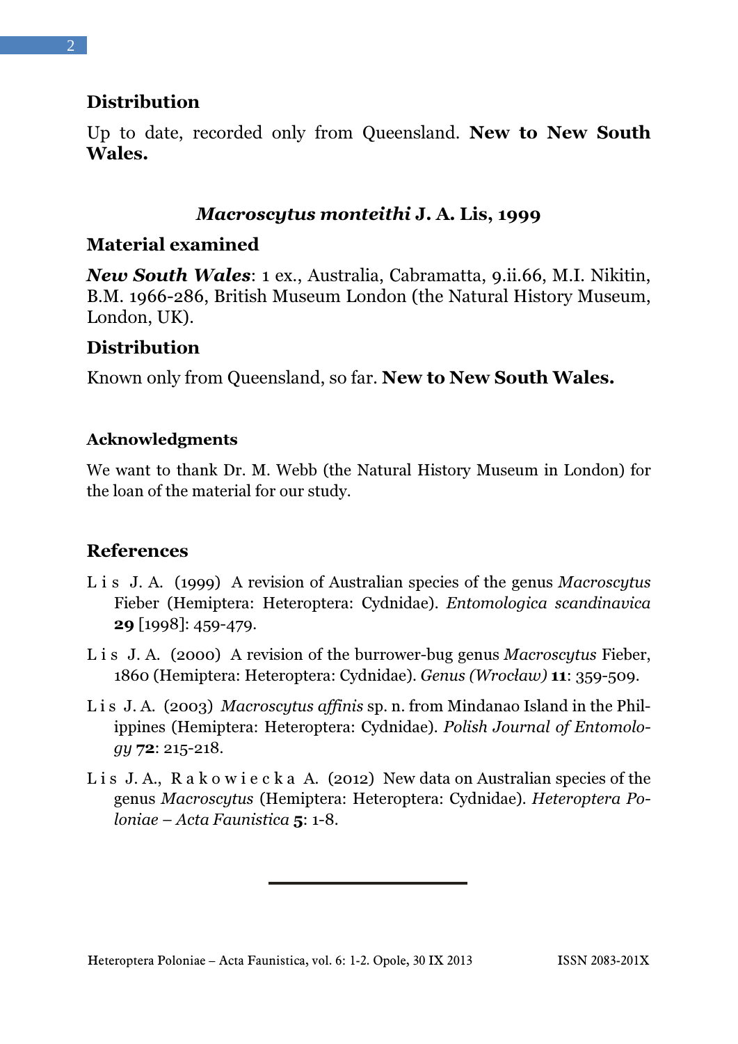## Distribution

Up to date, recorded only from Queensland. **New to New South Wales.**

### *Macroscytus monteithi* J. A. Lis, 1999

## Material examined

***New South Wales***: 1 ex., Australia, Cabramatta, 9.ii.66, M.I. Nikitin, B.M. 1966-286, British Museum London (the Natural History Museum, London, UK).

## Distribution

Known only from Queensland, so far. **New to New South Wales.**

### Acknowledgments

We want to thank Dr. M. Webb (the Natural History Museum in London) for the loan of the material for our study.

## References

Lis J. A. (1999) A revision of Australian species of the genus *Macroscytus* Fieber (Hemiptera: Heteroptera: Cydnidae). *Entomologica scandinavica* **29** [1998]: 459-479.

Lis J. A. (2000) A revision of the burrower-bug genus *Macroscytus* Fieber, 1860 (Hemiptera: Heteroptera: Cydnidae). *Genus (Wrocław)* **11**: 359-509.

Lis J. A. (2003) *Macroscytus affinis* sp. n. from Mindanao Island in the Philippines (Hemiptera: Heteroptera: Cydnidae). *Polish Journal of Entomology* **72**: 215-218.

Lis J. A., Rakowiecka A. (2012) New data on Australian species of the genus *Macroscytus* (Hemiptera: Heteroptera: Cydnidae). *Heteroptera Poloniae – Acta Faunistica* **5**: 1-8.